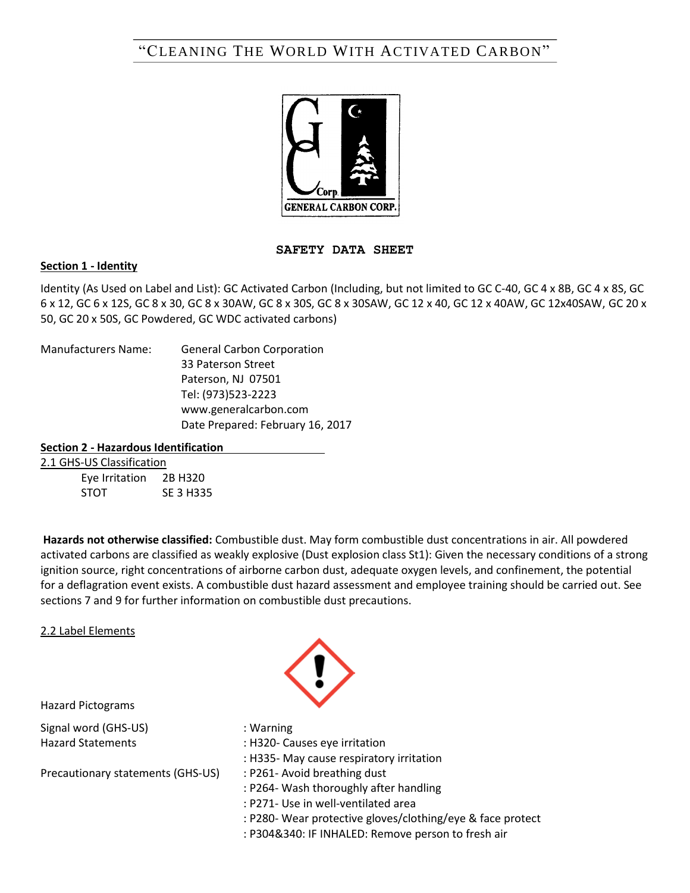"CLEANING THE WORLD WITH ACTIVATED CARBON"

GENERAL CARBON CORP.

# SAFETY DATA SHEET

## Section 1 - Identity

Identity (As Used on Label and List): GC Activated Carbon (Including, but not limited to GC C-40, GC 4 x 8B, GC 4 x 8S, GC 6 x 12, GC 6 x 12S, GC 8 x 30, GC 8 x 30AW, GC 8 x 30S, GC 8 x 30SAW, GC 12 x 40, GC 12 x 40AW, GC 12x40SAW, GC 20 x 50, GC 20 x 50S, GC Powdered, GC WDC activated carbons)

Manufacturers Name: General Carbon Corporation
33 Paterson Street
Paterson, NJ 07501
Tel: (973)523-2223
www.generalcarbon.com
Date Prepared: February 16, 2017

## Section 2 - Hazardous Identification

### 2.1 GHS-US Classification

| | |
|---|---|
| Eye Irritation | 2B H320 |
| STOT | SE 3 H335 |

**Hazards not otherwise classified:** Combustible dust. May form combustible dust concentrations in air. All powdered activated carbons are classified as weakly explosive (Dust explosion class St1): Given the necessary conditions of a strong ignition source, right concentrations of airborne carbon dust, adequate oxygen levels, and confinement, the potential for a deflagration event exists. A combustible dust hazard assessment and employee training should be carried out. See sections 7 and 9 for further information on combustible dust precautions.

### 2.2 Label Elements

Hazard Pictograms

Signal word (GHS-US) : Warning

Hazard Statements : H320- Causes eye irritation
: H335- May cause respiratory irritation

Precautionary statements (GHS-US) : P261- Avoid breathing dust
: P264- Wash thoroughly after handling
: P271- Use in well-ventilated area
: P280- Wear protective gloves/clothing/eye & face protect
: P304&340: IF INHALED: Remove person to fresh air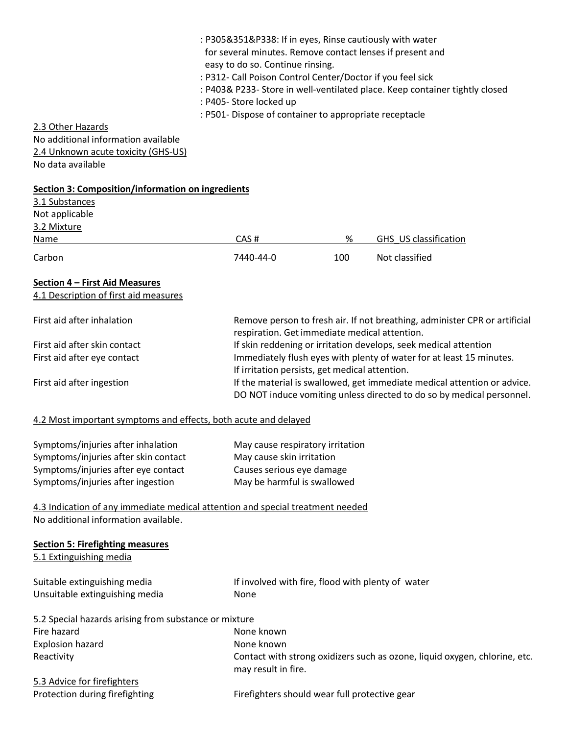: P305&351&P338: If in eyes, Rinse cautiously with water for several minutes. Remove contact lenses if present and easy to do so. Continue rinsing.
: P312- Call Poison Control Center/Doctor if you feel sick
: P403& P233- Store in well-ventilated place. Keep container tightly closed
: P405- Store locked up
: P501- Dispose of container to appropriate receptacle

2.3 Other Hazards
No additional information available

2.4 Unknown acute toxicity (GHS-US)
No data available

## Section 3: Composition/information on ingredients

3.1 Substances
Not applicable

3.2 Mixture

| Name | CAS # | % | GHS_US classification |
|---|---|---|---|
| Carbon | 7440-44-0 | 100 | Not classified |

## Section 4 – First Aid Measures

4.1 Description of first aid measures

| | |
|---|---|
| First aid after inhalation | Remove person to fresh air. If not breathing, administer CPR or artificial respiration. Get immediate medical attention. |
| First aid after skin contact | If skin reddening or irritation develops, seek medical attention |
| First aid after eye contact | Immediately flush eyes with plenty of water for at least 15 minutes. If irritation persists, get medical attention. |
| First aid after ingestion | If the material is swallowed, get immediate medical attention or advice. DO NOT induce vomiting unless directed to do so by medical personnel. |

4.2 Most important symptoms and effects, both acute and delayed

| | |
|---|---|
| Symptoms/injuries after inhalation | May cause respiratory irritation |
| Symptoms/injuries after skin contact | May cause skin irritation |
| Symptoms/injuries after eye contact | Causes serious eye damage |
| Symptoms/injuries after ingestion | May be harmful is swallowed |

4.3 Indication of any immediate medical attention and special treatment needed
No additional information available.

## Section 5: Firefighting measures

5.1 Extinguishing media

| | |
|---|---|
| Suitable extinguishing media | If involved with fire, flood with plenty of water |
| Unsuitable extinguishing media | None |

5.2 Special hazards arising from substance or mixture

| | |
|---|---|
| Fire hazard | None known |
| Explosion hazard | None known |
| Reactivity | Contact with strong oxidizers such as ozone, liquid oxygen, chlorine, etc. may result in fire. |

5.3 Advice for firefighters

| | |
|---|---|
| Protection during firefighting | Firefighters should wear full protective gear |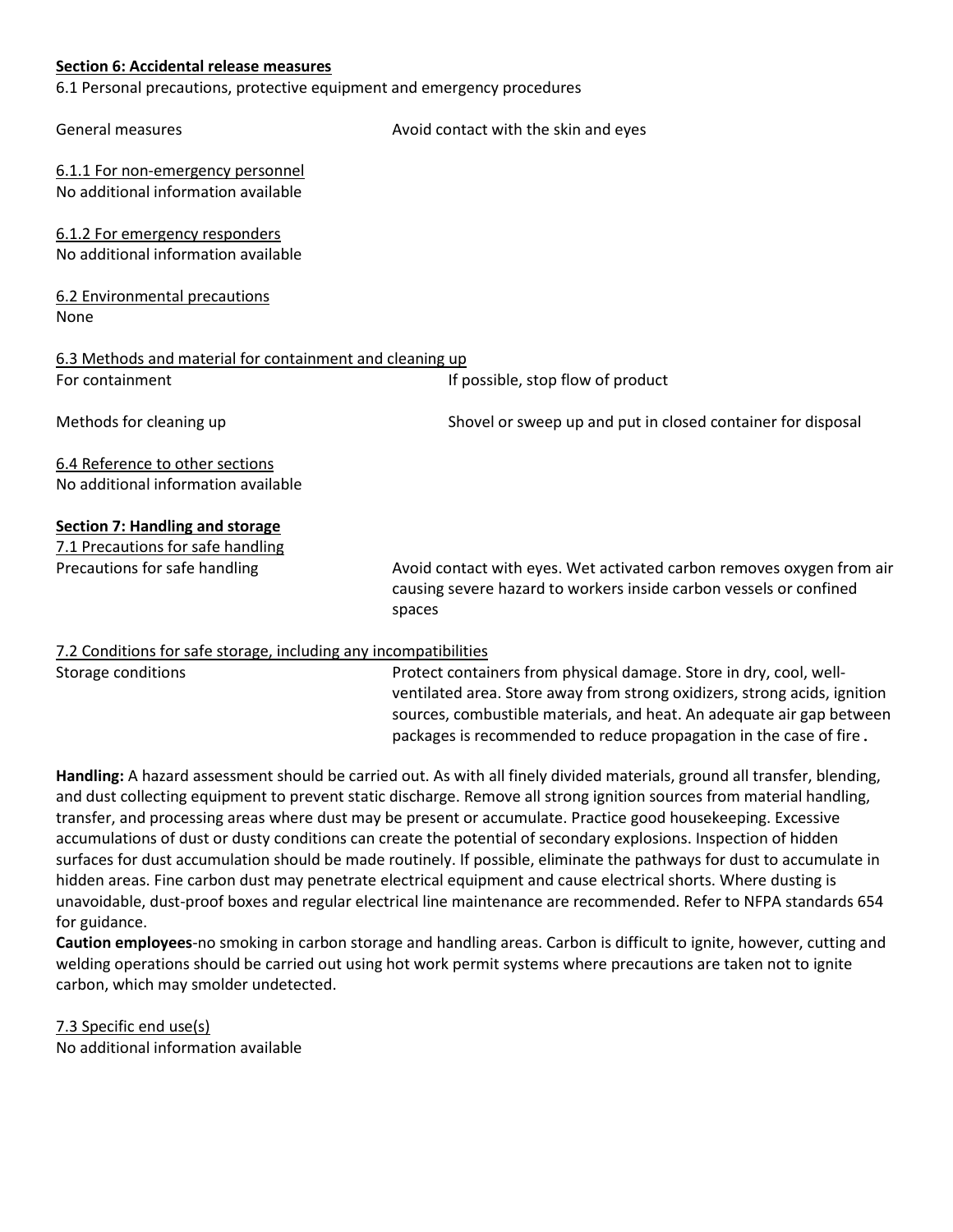**Section 6: Accidental release measures**

6.1 Personal precautions, protective equipment and emergency procedures

| | |
|---|---|
| General measures | Avoid contact with the skin and eyes |

6.1.1 For non-emergency personnel

No additional information available

6.1.2 For emergency responders

No additional information available

6.2 Environmental precautions

None

6.3 Methods and material for containment and cleaning up

| | |
|---|---|
| For containment | If possible, stop flow of product |
| Methods for cleaning up | Shovel or sweep up and put in closed container for disposal |

6.4 Reference to other sections

No additional information available

**Section 7: Handling and storage**

7.1 Precautions for safe handling

| | |
|---|---|
| Precautions for safe handling | Avoid contact with eyes. Wet activated carbon removes oxygen from air causing severe hazard to workers inside carbon vessels or confined spaces |

7.2 Conditions for safe storage, including any incompatibilities

| | |
|---|---|
| Storage conditions | Protect containers from physical damage. Store in dry, cool, well-ventilated area. Store away from strong oxidizers, strong acids, ignition sources, combustible materials, and heat. An adequate air gap between packages is recommended to reduce propagation in the case of fire. |

**Handling:** A hazard assessment should be carried out. As with all finely divided materials, ground all transfer, blending, and dust collecting equipment to prevent static discharge. Remove all strong ignition sources from material handling, transfer, and processing areas where dust may be present or accumulate. Practice good housekeeping. Excessive accumulations of dust or dusty conditions can create the potential of secondary explosions. Inspection of hidden surfaces for dust accumulation should be made routinely. If possible, eliminate the pathways for dust to accumulate in hidden areas. Fine carbon dust may penetrate electrical equipment and cause electrical shorts. Where dusting is unavoidable, dust-proof boxes and regular electrical line maintenance are recommended. Refer to NFPA standards 654 for guidance.

**Caution employees**-no smoking in carbon storage and handling areas. Carbon is difficult to ignite, however, cutting and welding operations should be carried out using hot work permit systems where precautions are taken not to ignite carbon, which may smolder undetected.

7.3 Specific end use(s)

No additional information available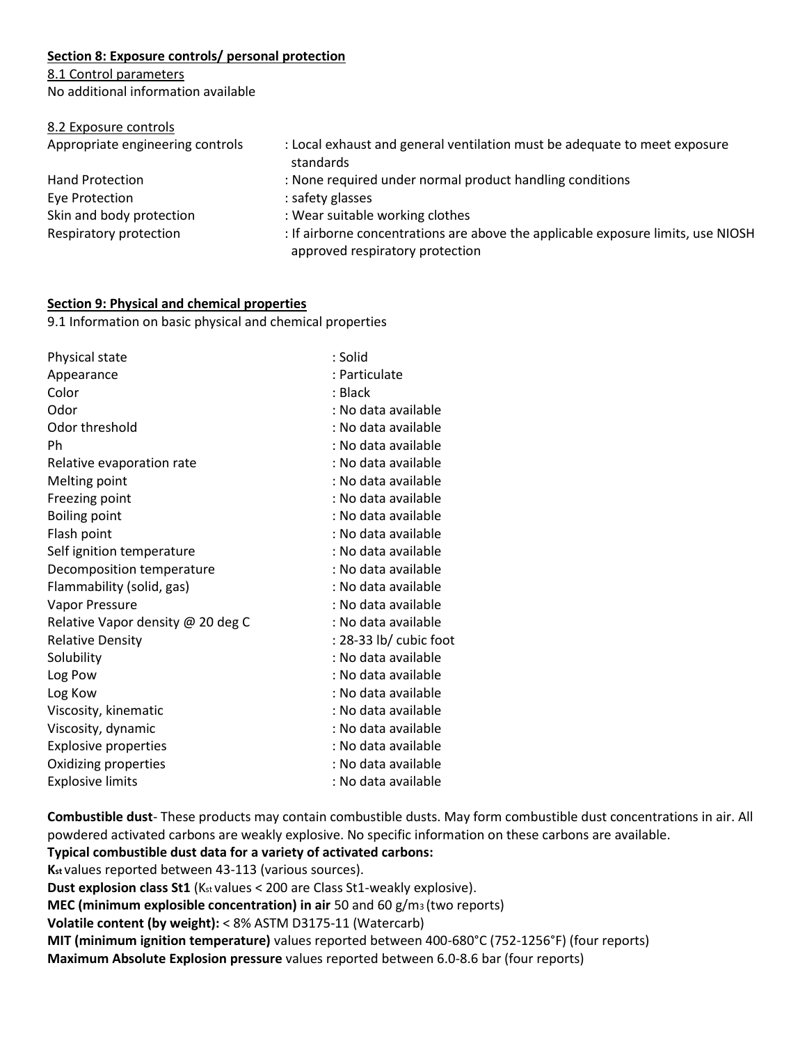**Section 8: Exposure controls/ personal protection**

8.1 Control parameters

No additional information available

8.2 Exposure controls

| | |
|---|---|
| Appropriate engineering controls | : Local exhaust and general ventilation must be adequate to meet exposure standards |
| Hand Protection | : None required under normal product handling conditions |
| Eye Protection | : safety glasses |
| Skin and body protection | : Wear suitable working clothes |
| Respiratory protection | : If airborne concentrations are above the applicable exposure limits, use NIOSH approved respiratory protection |

**Section 9: Physical and chemical properties**

9.1 Information on basic physical and chemical properties

| | |
|---|---|
| Physical state | : Solid |
| Appearance | : Particulate |
| Color | : Black |
| Odor | : No data available |
| Odor threshold | : No data available |
| Ph | : No data available |
| Relative evaporation rate | : No data available |
| Melting point | : No data available |
| Freezing point | : No data available |
| Boiling point | : No data available |
| Flash point | : No data available |
| Self ignition temperature | : No data available |
| Decomposition temperature | : No data available |
| Flammability (solid, gas) | : No data available |
| Vapor Pressure | : No data available |
| Relative Vapor density @ 20 deg C | : No data available |
| Relative Density | : 28-33 lb/ cubic foot |
| Solubility | : No data available |
| Log Pow | : No data available |
| Log Kow | : No data available |
| Viscosity, kinematic | : No data available |
| Viscosity, dynamic | : No data available |
| Explosive properties | : No data available |
| Oxidizing properties | : No data available |
| Explosive limits | : No data available |

**Combustible dust**- These products may contain combustible dusts. May form combustible dust concentrations in air. All powdered activated carbons are weakly explosive. No specific information on these carbons are available.

**Typical combustible dust data for a variety of activated carbons:**

**$K_{st}$** values reported between 43-113 (various sources).

**Dust explosion class St1** ($K_{st}$ values < 200 are Class St1-weakly explosive).

**MEC (minimum explosible concentration) in air** 50 and 60 g/$m^3$ (two reports)

**Volatile content (by weight):** < 8% ASTM D3175-11 (Watercarb)

**MIT (minimum ignition temperature)** values reported between 400-680°C (752-1256°F) (four reports)

**Maximum Absolute Explosion pressure** values reported between 6.0-8.6 bar (four reports)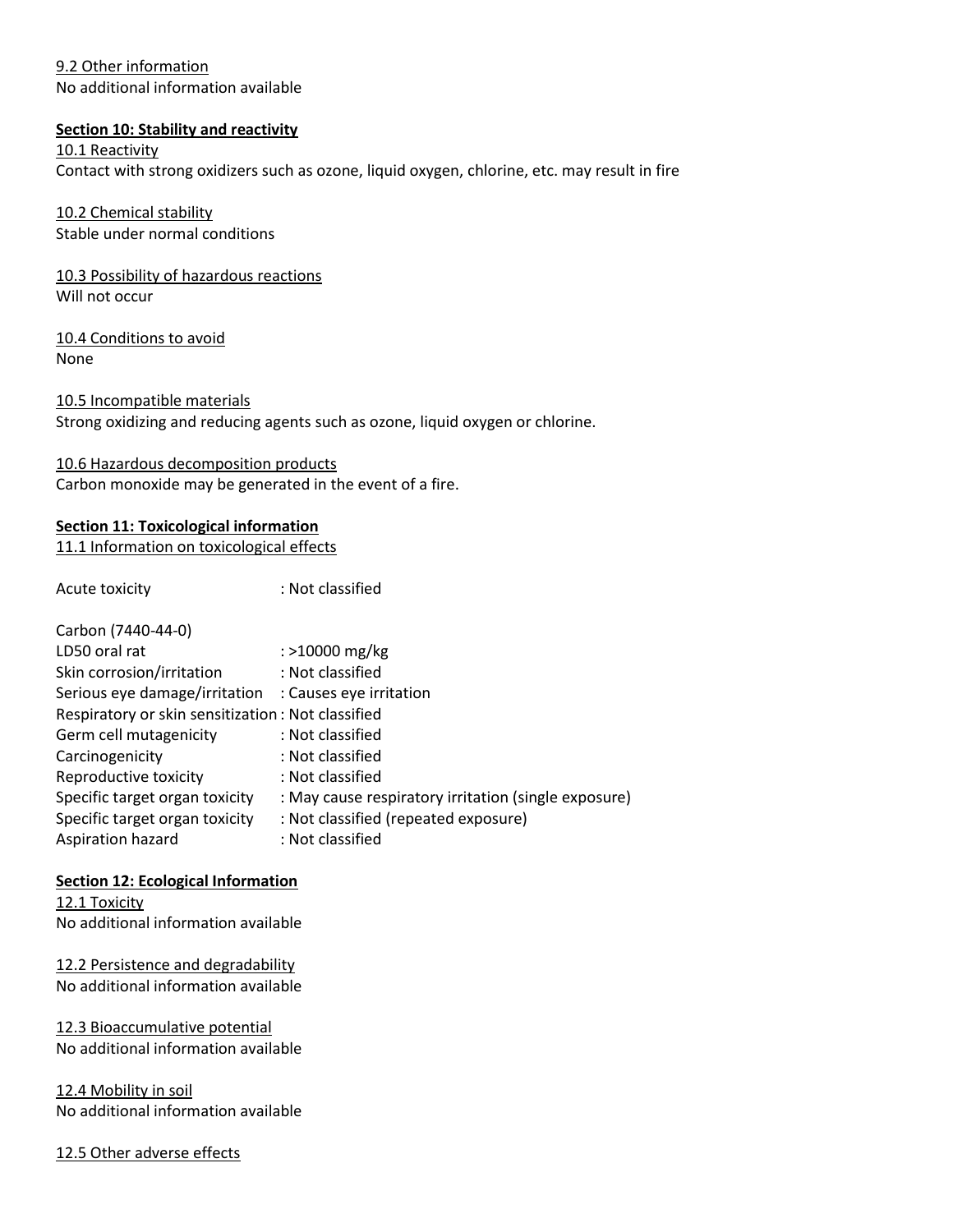9.2 Other information

No additional information available

**Section 10: Stability and reactivity**

10.1 Reactivity

Contact with strong oxidizers such as ozone, liquid oxygen, chlorine, etc. may result in fire

10.2 Chemical stability

Stable under normal conditions

10.3 Possibility of hazardous reactions

Will not occur

10.4 Conditions to avoid

None

10.5 Incompatible materials

Strong oxidizing and reducing agents such as ozone, liquid oxygen or chlorine.

10.6 Hazardous decomposition products

Carbon monoxide may be generated in the event of a fire.

**Section 11: Toxicological information**

11.1 Information on toxicological effects

Acute toxicity : Not classified

Carbon (7440-44-0)

| | |
|---|---|
| LD50 oral rat | : >10000 mg/kg |
| Skin corrosion/irritation | : Not classified |
| Serious eye damage/irritation | : Causes eye irritation |
| Respiratory or skin sensitization | : Not classified |
| Germ cell mutagenicity | : Not classified |
| Carcinogenicity | : Not classified |
| Reproductive toxicity | : Not classified |
| Specific target organ toxicity | : May cause respiratory irritation (single exposure) |
| Specific target organ toxicity | : Not classified (repeated exposure) |
| Aspiration hazard | : Not classified |

**Section 12: Ecological Information**

12.1 Toxicity

No additional information available

12.2 Persistence and degradability

No additional information available

12.3 Bioaccumulative potential

No additional information available

12.4 Mobility in soil

No additional information available

12.5 Other adverse effects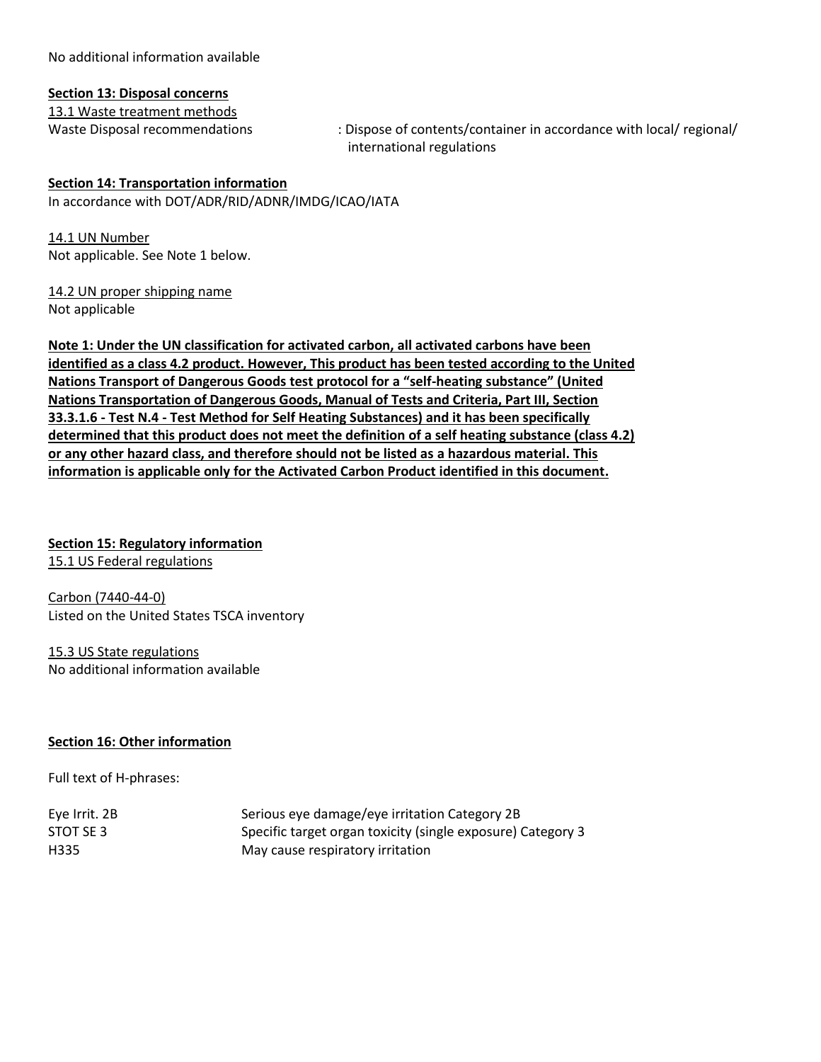No additional information available

**Section 13: Disposal concerns**

13.1 Waste treatment methods

Waste Disposal recommendations : Dispose of contents/container in accordance with local/ regional/ international regulations

**Section 14: Transportation information**

In accordance with DOT/ADR/RID/ADNR/IMDG/ICAO/IATA

14.1 UN Number

Not applicable. See Note 1 below.

14.2 UN proper shipping name

Not applicable

**Note 1: Under the UN classification for activated carbon, all activated carbons have been identified as a class 4.2 product. However, This product has been tested according to the United Nations Transport of Dangerous Goods test protocol for a "self-heating substance" (United Nations Transportation of Dangerous Goods, Manual of Tests and Criteria, Part III, Section 33.3.1.6 - Test N.4 - Test Method for Self Heating Substances) and it has been specifically determined that this product does not meet the definition of a self heating substance (class 4.2) or any other hazard class, and therefore should not be listed as a hazardous material. This information is applicable only for the Activated Carbon Product identified in this document.**

**Section 15: Regulatory information**

15.1 US Federal regulations

Carbon (7440-44-0)

Listed on the United States TSCA inventory

15.3 US State regulations

No additional information available

**Section 16: Other information**

Full text of H-phrases:

| | |
|---|---|
| Eye Irrit. 2B | Serious eye damage/eye irritation Category 2B |
| STOT SE 3 | Specific target organ toxicity (single exposure) Category 3 |
| H335 | May cause respiratory irritation |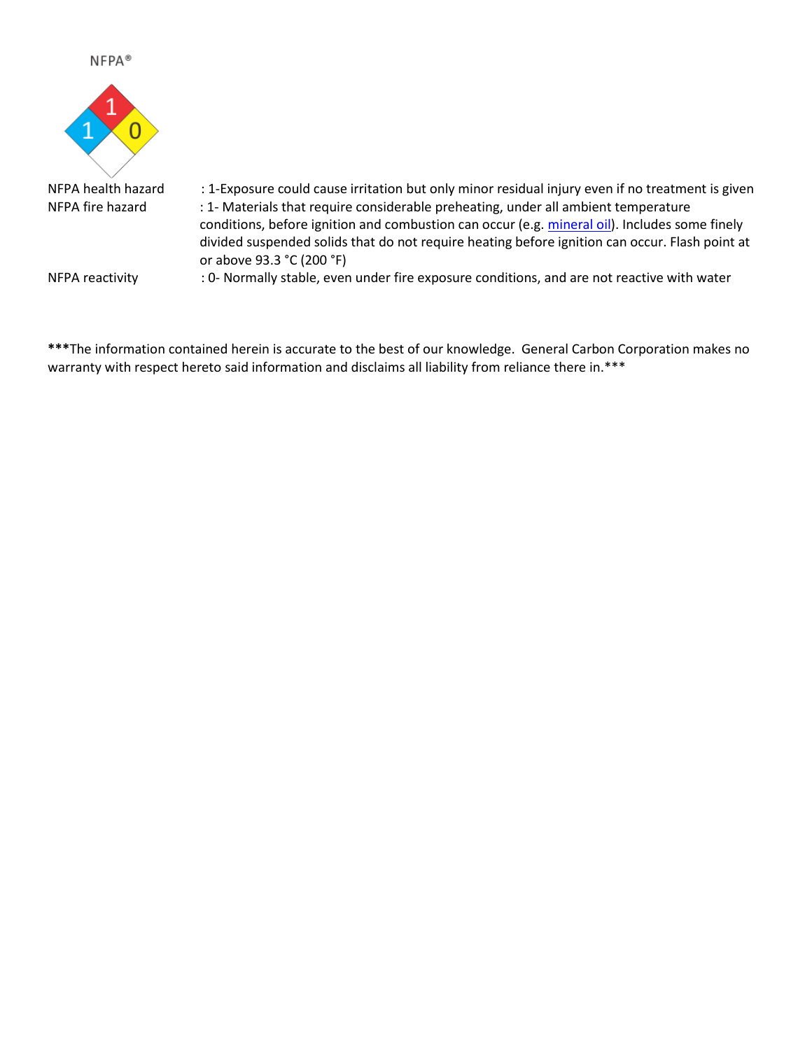NFPA®

1
1 0

| | |
|---|---|
| NFPA health hazard | : 1-Exposure could cause irritation but only minor residual injury even if no treatment is given |
| NFPA fire hazard | : 1- Materials that require considerable preheating, under all ambient temperature conditions, before ignition and combustion can occur (e.g. mineral oil). Includes some finely divided suspended solids that do not require heating before ignition can occur. Flash point at or above 93.3 °C (200 °F) |
| NFPA reactivity | : 0- Normally stable, even under fire exposure conditions, and are not reactive with water |

***The information contained herein is accurate to the best of our knowledge. General Carbon Corporation makes no warranty with respect hereto said information and disclaims all liability from reliance there in.***